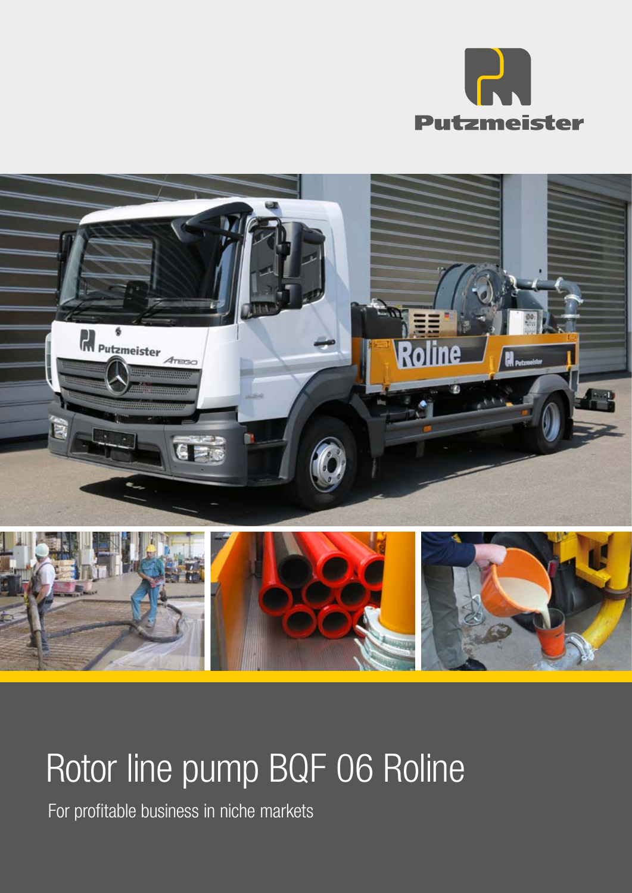Putzmeister

# Rotor line pump BQF 06 Roline

For profitable business in niche markets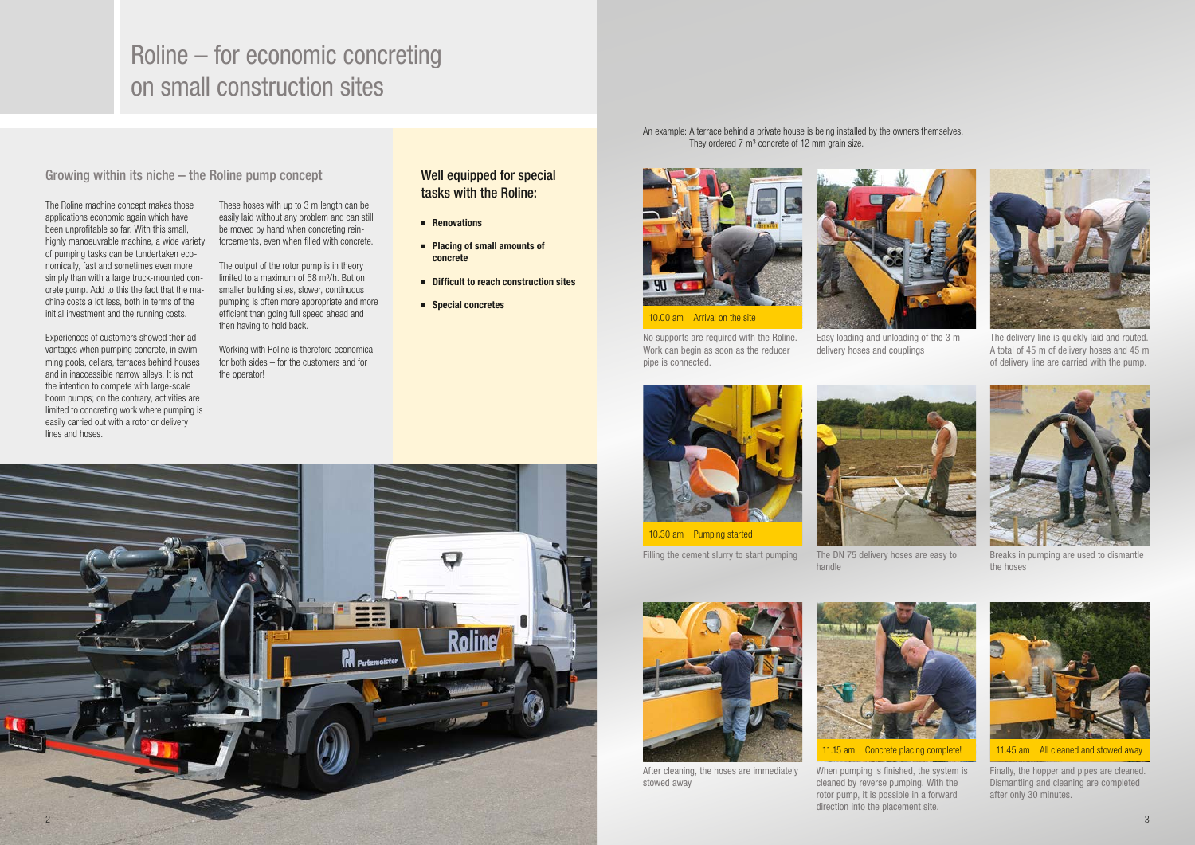# Roline – for economic concreting on small construction sites

## Growing within its niche – the Roline pump concept

The Roline machine concept makes those applications economic again which have been unprofitable so far. With this small, highly manoeuvrable machine, a wide variety of pumping tasks can be tundertaken economically, fast and sometimes even more simply than with a large truck-mounted concrete pump. Add to this the fact that the machine costs a lot less, both in terms of the initial investment and the running costs.

Experiences of customers showed their advantages when pumping concrete, in swimming pools, cellars, terraces behind houses and in inaccessible narrow alleys. It is not the intention to compete with large-scale boom pumps; on the contrary, activities are limited to concreting work where pumping is easily carried out with a rotor or delivery lines and hoses.

These hoses with up to 3 m length can be easily laid without any problem and can still be moved by hand when concreting reinforcements, even when filled with concrete.

The output of the rotor pump is in theory limited to a maximum of 58 m³/h. But on smaller building sites, slower, continuous pumping is often more appropriate and more efficient than going full speed ahead and then having to hold back.

Working with Roline is therefore economical for both sides – for the customers and for the operator!

## Well equipped for special tasks with the Roline:

- **Renovations**
- **Placing of small amounts of concrete**
- **Difficult to reach construction sites**
- **Special concretes**

An example: A terrace behind a private house is being installed by the owners themselves. They ordered 7 m³ concrete of 12 mm grain size.

10.00 am Arrival on the site

No supports are required with the Roline. Work can begin as soon as the reducer pipe is connected.

Easy loading and unloading of the 3 m delivery hoses and couplings

The delivery line is quickly laid and routed. A total of 45 m of delivery hoses and 45 m of delivery line are carried with the pump.

10.30 am Pumping started

Filling the cement slurry to start pumping

The DN 75 delivery hoses are easy to handle

Breaks in pumping are used to dismantle the hoses

After cleaning, the hoses are immediately stowed away

11.15 am Concrete placing complete!

When pumping is finished, the system is cleaned by reverse pumping. With the rotor pump, it is possible in a forward direction into the placement site.

11.45 am All cleaned and stowed away

Finally, the hopper and pipes are cleaned. Dismantling and cleaning are completed after only 30 minutes.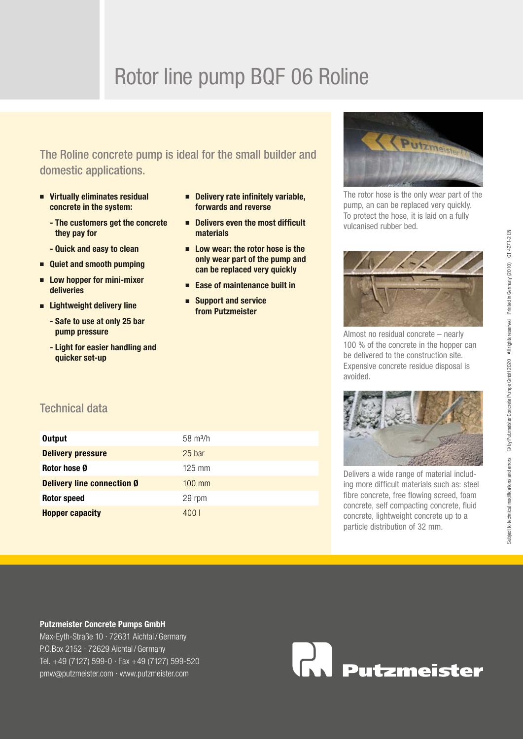# Rotor line pump BQF 06 Roline

## The Roline concrete pump is ideal for the small builder and domestic applications.

- **Virtually eliminates residual concrete in the system:**
  - **The customers get the concrete they pay for**
  - **Quick and easy to clean**
- **Quiet and smooth pumping**
- **Low hopper for mini-mixer deliveries**
- **Lightweight delivery line**
  - **Safe to use at only 25 bar pump pressure**
  - **Light for easier handling and quicker set-up**
- **Delivery rate infinitely variable, forwards and reverse**
- **Delivers even the most difficult materials**
- **Low wear: the rotor hose is the only wear part of the pump and can be replaced very quickly**
- **Ease of maintenance built in**
- **Support and service from Putzmeister**

## Technical data

| | |
|---|---|
| **Output** | 58 m³/h |
| **Delivery pressure** | 25 bar |
| **Rotor hose Ø** | 125 mm |
| **Delivery line connection Ø** | 100 mm |
| **Rotor speed** | 29 rpm |
| **Hopper capacity** | 400 l |

The rotor hose is the only wear part of the pump, an can be replaced very quickly. To protect the hose, it is laid on a fully vulcanised rubber bed.

Almost no residual concrete – nearly 100 % of the concrete in the hopper can be delivered to the construction site. Expensive concrete residue disposal is avoided.

Delivers a wide range of material including more difficult materials such as: steel fibre concrete, free flowing screed, foam concrete, self compacting concrete, fluid concrete, lightweight concrete up to a particle distribution of 32 mm.

Subject to technical modifications and errors © by Putzmeister Concrete Pumps GmbH 2020 All rights reserved Printed in Germany (2010) CT 4271-2 EN

**Putzmeister Concrete Pumps GmbH**
Max-Eyth-Straße 10 · 72631 Aichtal / Germany
P.O.Box 2152 · 72629 Aichtal / Germany
Tel. +49 (7127) 599-0 · Fax +49 (7127) 599-520
pmw@putzmeister.com · www.putzmeister.com

Putzmeister